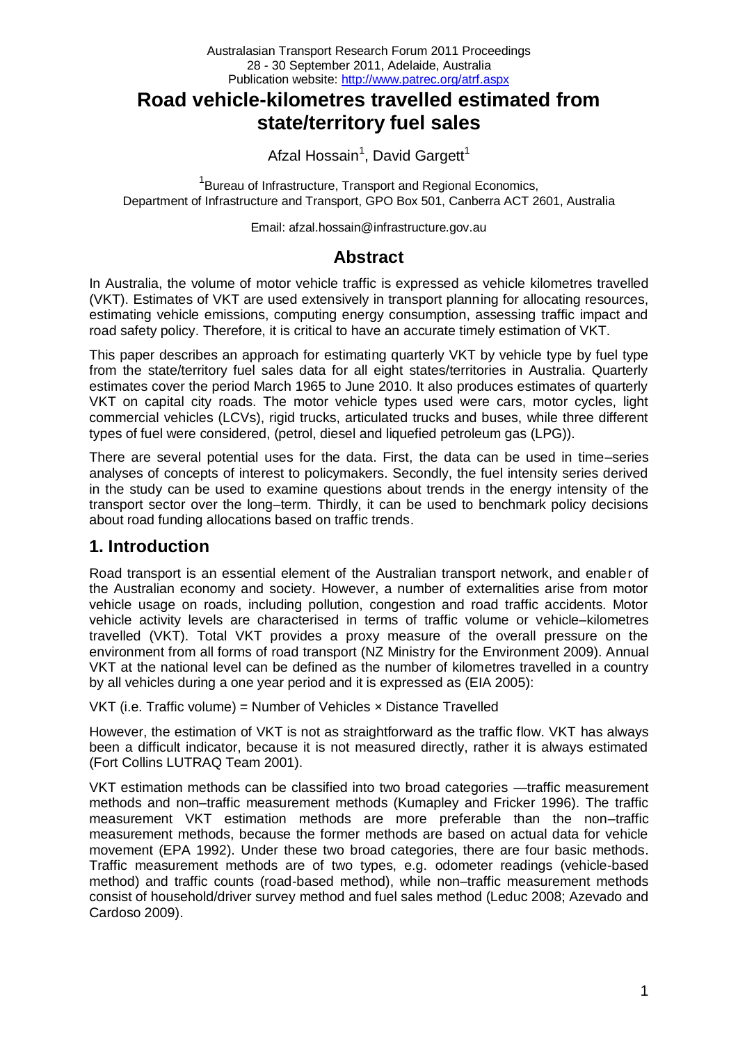# Road vehicle-kilometres travelled estimated from state/territory fuel sales

Afzal Hossain[1], David Gargett[1]

[1]Bureau of Infrastructure, Transport and Regional Economics, Department of Infrastructure and Transport, GPO Box 501, Canberra ACT 2601, Australia

Email: afzal.hossain@infrastructure.gov.au

## Abstract

In Australia, the volume of motor vehicle traffic is expressed as vehicle kilometres travelled (VKT). Estimates of VKT are used extensively in transport planning for allocating resources, estimating vehicle emissions, computing energy consumption, assessing traffic impact and road safety policy. Therefore, it is critical to have an accurate timely estimation of VKT.

This paper describes an approach for estimating quarterly VKT by vehicle type by fuel type from the state/territory fuel sales data for all eight states/territories in Australia. Quarterly estimates cover the period March 1965 to June 2010. It also produces estimates of quarterly VKT on capital city roads. The motor vehicle types used were cars, motor cycles, light commercial vehicles (LCVs), rigid trucks, articulated trucks and buses, while three different types of fuel were considered, (petrol, diesel and liquefied petroleum gas (LPG)).

There are several potential uses for the data. First, the data can be used in time–series analyses of concepts of interest to policymakers. Secondly, the fuel intensity series derived in the study can be used to examine questions about trends in the energy intensity of the transport sector over the long–term. Thirdly, it can be used to benchmark policy decisions about road funding allocations based on traffic trends.

## 1. Introduction

Road transport is an essential element of the Australian transport network, and enabler of the Australian economy and society. However, a number of externalities arise from motor vehicle usage on roads, including pollution, congestion and road traffic accidents. Motor vehicle activity levels are characterised in terms of traffic volume or vehicle–kilometres travelled (VKT). Total VKT provides a proxy measure of the overall pressure on the environment from all forms of road transport (NZ Ministry for the Environment 2009). Annual VKT at the national level can be defined as the number of kilometres travelled in a country by all vehicles during a one year period and it is expressed as (EIA 2005):

VKT (i.e. Traffic volume) = Number of Vehicles × Distance Travelled

However, the estimation of VKT is not as straightforward as the traffic flow. VKT has always been a difficult indicator, because it is not measured directly, rather it is always estimated (Fort Collins LUTRAQ Team 2001).

VKT estimation methods can be classified into two broad categories —traffic measurement methods and non–traffic measurement methods (Kumapley and Fricker 1996). The traffic measurement VKT estimation methods are more preferable than the non–traffic measurement methods, because the former methods are based on actual data for vehicle movement (EPA 1992). Under these two broad categories, there are four basic methods. Traffic measurement methods are of two types, e.g. odometer readings (vehicle-based method) and traffic counts (road-based method), while non–traffic measurement methods consist of household/driver survey method and fuel sales method (Leduc 2008; Azevado and Cardoso 2009).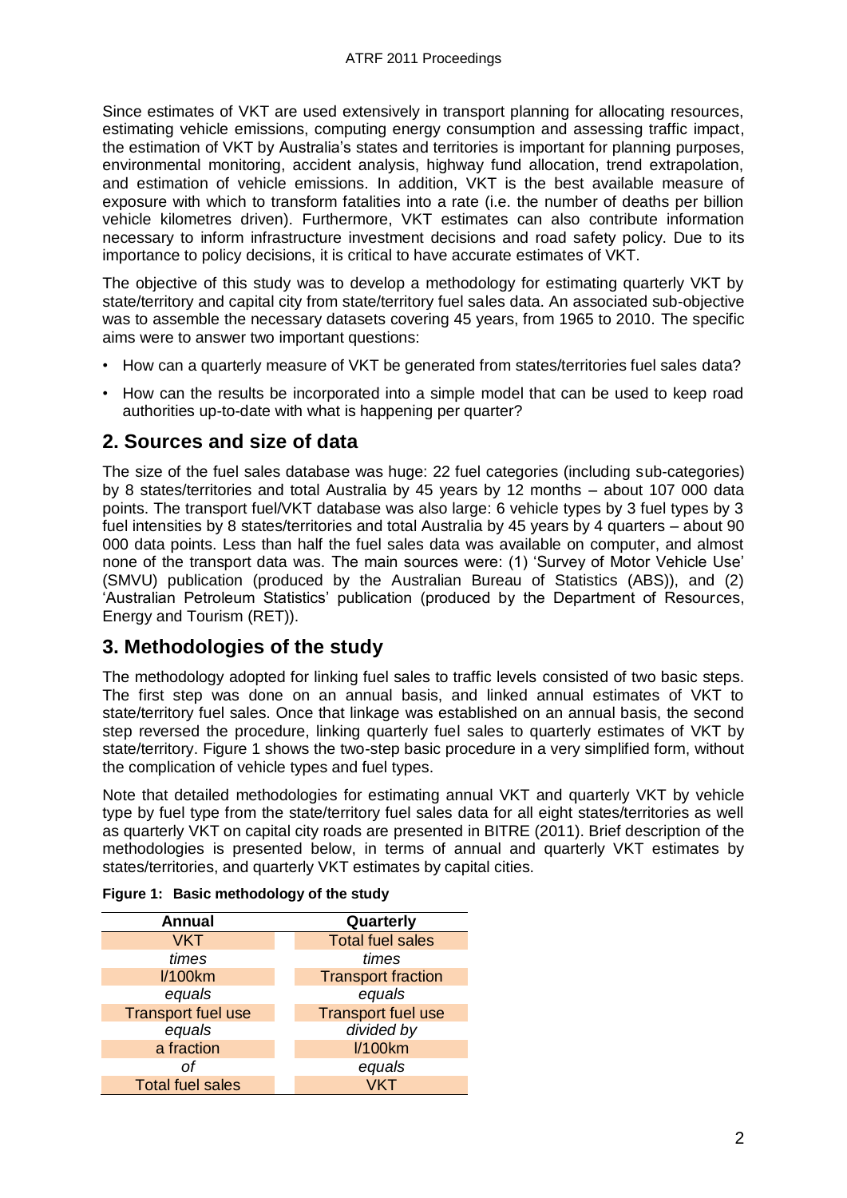Since estimates of VKT are used extensively in transport planning for allocating resources, estimating vehicle emissions, computing energy consumption and assessing traffic impact, the estimation of VKT by Australia's states and territories is important for planning purposes, environmental monitoring, accident analysis, highway fund allocation, trend extrapolation, and estimation of vehicle emissions. In addition, VKT is the best available measure of exposure with which to transform fatalities into a rate (i.e. the number of deaths per billion vehicle kilometres driven). Furthermore, VKT estimates can also contribute information necessary to inform infrastructure investment decisions and road safety policy. Due to its importance to policy decisions, it is critical to have accurate estimates of VKT.

The objective of this study was to develop a methodology for estimating quarterly VKT by state/territory and capital city from state/territory fuel sales data. An associated sub-objective was to assemble the necessary datasets covering 45 years, from 1965 to 2010. The specific aims were to answer two important questions:

- How can a quarterly measure of VKT be generated from states/territories fuel sales data?
- How can the results be incorporated into a simple model that can be used to keep road authorities up-to-date with what is happening per quarter?

## 2. Sources and size of data

The size of the fuel sales database was huge: 22 fuel categories (including sub-categories) by 8 states/territories and total Australia by 45 years by 12 months – about 107 000 data points. The transport fuel/VKT database was also large: 6 vehicle types by 3 fuel types by 3 fuel intensities by 8 states/territories and total Australia by 45 years by 4 quarters – about 90 000 data points. Less than half the fuel sales data was available on computer, and almost none of the transport data was. The main sources were: (1) 'Survey of Motor Vehicle Use' (SMVU) publication (produced by the Australian Bureau of Statistics (ABS)), and (2) 'Australian Petroleum Statistics' publication (produced by the Department of Resources, Energy and Tourism (RET)).

## 3. Methodologies of the study

The methodology adopted for linking fuel sales to traffic levels consisted of two basic steps. The first step was done on an annual basis, and linked annual estimates of VKT to state/territory fuel sales. Once that linkage was established on an annual basis, the second step reversed the procedure, linking quarterly fuel sales to quarterly estimates of VKT by state/territory. Figure 1 shows the two-step basic procedure in a very simplified form, without the complication of vehicle types and fuel types.

Note that detailed methodologies for estimating annual VKT and quarterly VKT by vehicle type by fuel type from the state/territory fuel sales data for all eight states/territories as well as quarterly VKT on capital city roads are presented in BITRE (2011). Brief description of the methodologies is presented below, in terms of annual and quarterly VKT estimates by states/territories, and quarterly VKT estimates by capital cities.

**Figure 1: Basic methodology of the study**

| Annual | Quarterly |
|---|---|
| VKT | Total fuel sales |
| *times* | *times* |
| l/100km | Transport fraction |
| *equals* | *equals* |
| Transport fuel use | Transport fuel use |
| *equals* | *divided by* |
| a fraction | l/100km |
| *of* | *equals* |
| Total fuel sales | VKT |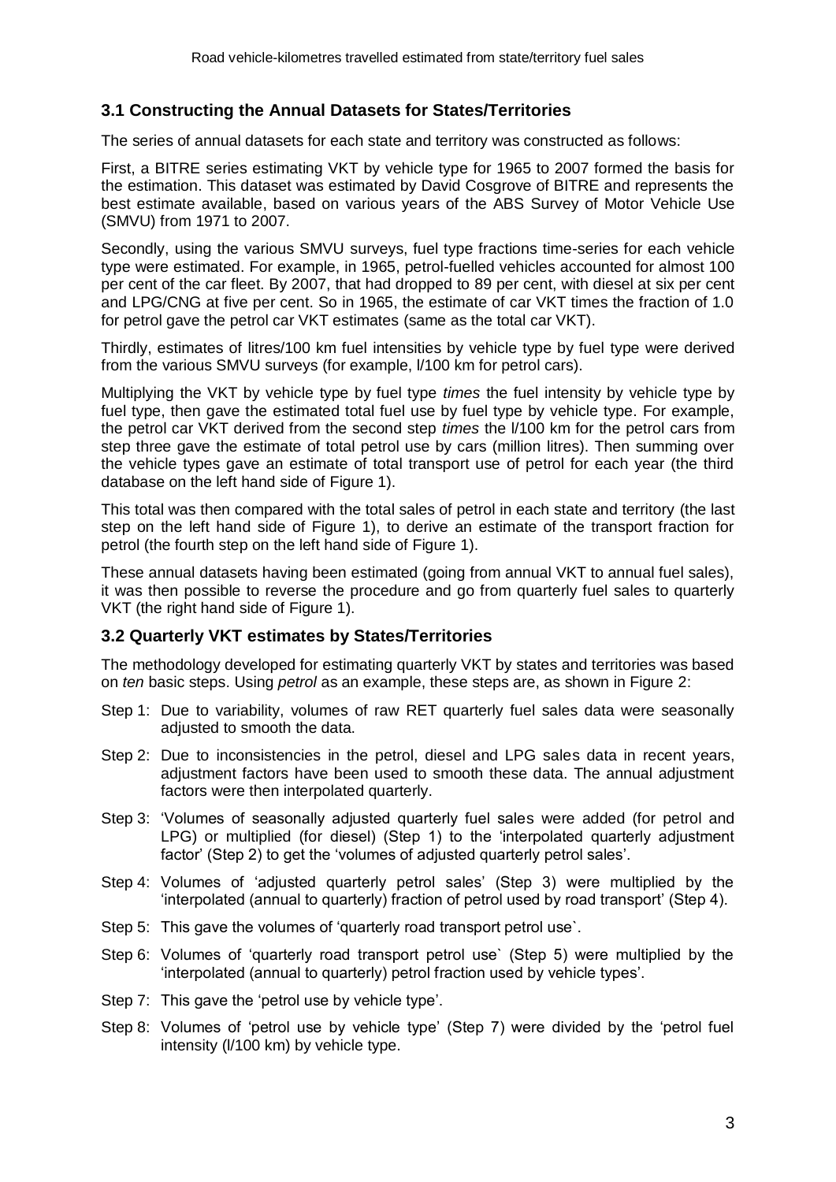## 3.1 Constructing the Annual Datasets for States/Territories

The series of annual datasets for each state and territory was constructed as follows:

First, a BITRE series estimating VKT by vehicle type for 1965 to 2007 formed the basis for the estimation. This dataset was estimated by David Cosgrove of BITRE and represents the best estimate available, based on various years of the ABS Survey of Motor Vehicle Use (SMVU) from 1971 to 2007.

Secondly, using the various SMVU surveys, fuel type fractions time-series for each vehicle type were estimated. For example, in 1965, petrol-fuelled vehicles accounted for almost 100 per cent of the car fleet. By 2007, that had dropped to 89 per cent, with diesel at six per cent and LPG/CNG at five per cent. So in 1965, the estimate of car VKT times the fraction of 1.0 for petrol gave the petrol car VKT estimates (same as the total car VKT).

Thirdly, estimates of litres/100 km fuel intensities by vehicle type by fuel type were derived from the various SMVU surveys (for example, l/100 km for petrol cars).

Multiplying the VKT by vehicle type by fuel type *times* the fuel intensity by vehicle type by fuel type, then gave the estimated total fuel use by fuel type by vehicle type. For example, the petrol car VKT derived from the second step *times* the l/100 km for the petrol cars from step three gave the estimate of total petrol use by cars (million litres). Then summing over the vehicle types gave an estimate of total transport use of petrol for each year (the third database on the left hand side of Figure 1).

This total was then compared with the total sales of petrol in each state and territory (the last step on the left hand side of Figure 1), to derive an estimate of the transport fraction for petrol (the fourth step on the left hand side of Figure 1).

These annual datasets having been estimated (going from annual VKT to annual fuel sales), it was then possible to reverse the procedure and go from quarterly fuel sales to quarterly VKT (the right hand side of Figure 1).

## 3.2 Quarterly VKT estimates by States/Territories

The methodology developed for estimating quarterly VKT by states and territories was based on *ten* basic steps. Using *petrol* as an example, these steps are, as shown in Figure 2:

- Step 1: Due to variability, volumes of raw RET quarterly fuel sales data were seasonally adjusted to smooth the data.
- Step 2: Due to inconsistencies in the petrol, diesel and LPG sales data in recent years, adjustment factors have been used to smooth these data. The annual adjustment factors were then interpolated quarterly.
- Step 3: 'Volumes of seasonally adjusted quarterly fuel sales were added (for petrol and LPG) or multiplied (for diesel) (Step 1) to the 'interpolated quarterly adjustment factor' (Step 2) to get the 'volumes of adjusted quarterly petrol sales'.
- Step 4: Volumes of 'adjusted quarterly petrol sales' (Step 3) were multiplied by the 'interpolated (annual to quarterly) fraction of petrol used by road transport' (Step 4).
- Step 5: This gave the volumes of 'quarterly road transport petrol use`.
- Step 6: Volumes of 'quarterly road transport petrol use` (Step 5) were multiplied by the 'interpolated (annual to quarterly) petrol fraction used by vehicle types'.
- Step 7: This gave the 'petrol use by vehicle type'.
- Step 8: Volumes of 'petrol use by vehicle type' (Step 7) were divided by the 'petrol fuel intensity (l/100 km) by vehicle type.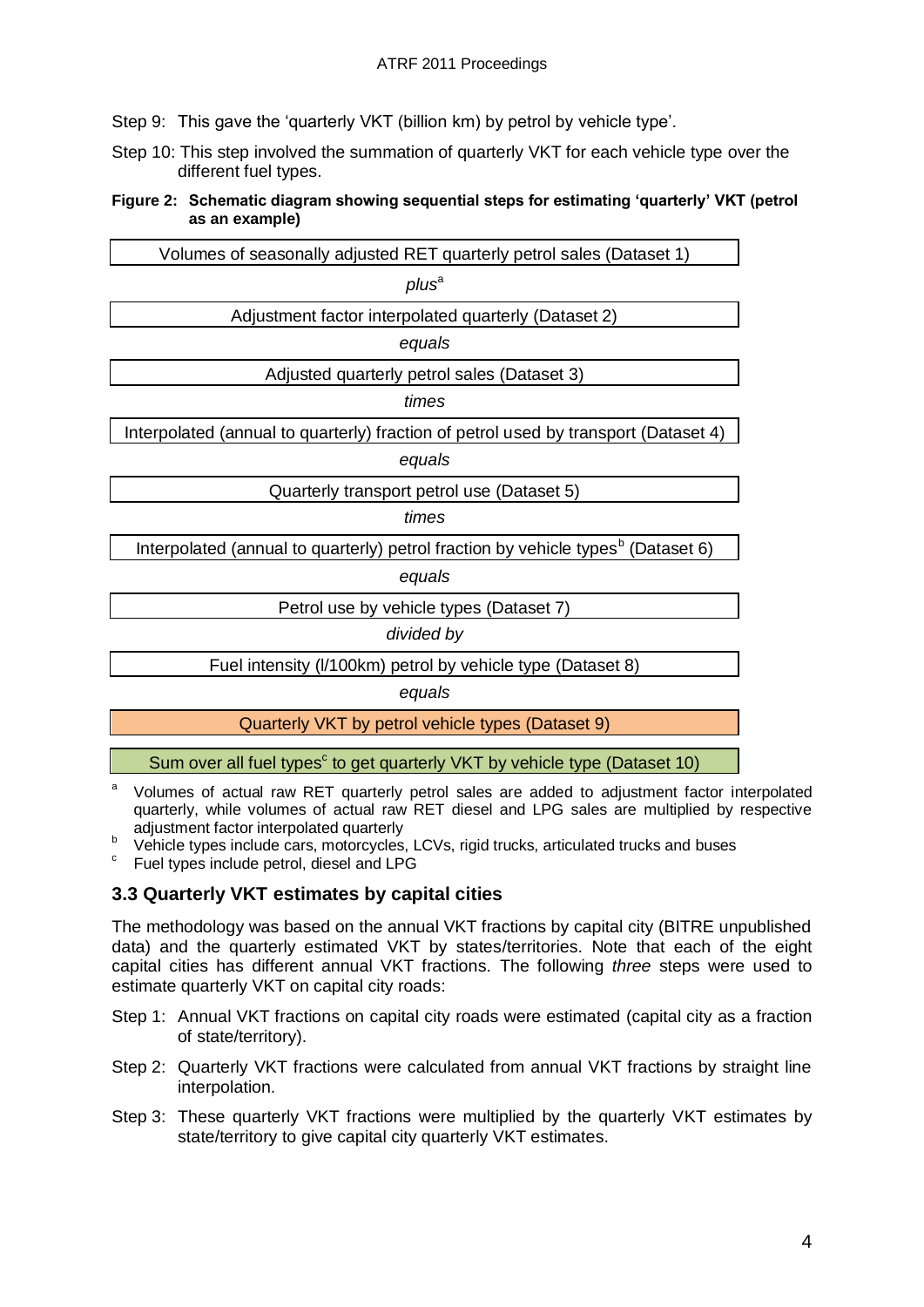Step 9: This gave the 'quarterly VKT (billion km) by petrol by vehicle type'.

Step 10: This step involved the summation of quarterly VKT for each vehicle type over the different fuel types.

**Figure 2: Schematic diagram showing sequential steps for estimating 'quarterly' VKT (petrol as an example)**

| Volumes of seasonally adjusted RET quarterly petrol sales (Dataset 1) |
|---|
| *plus*[a] |
| Adjustment factor interpolated quarterly (Dataset 2) |
| *equals* |
| Adjusted quarterly petrol sales (Dataset 3) |
| *times* |
| Interpolated (annual to quarterly) fraction of petrol used by transport (Dataset 4) |
| *equals* |
| Quarterly transport petrol use (Dataset 5) |
| *times* |
| Interpolated (annual to quarterly) petrol fraction by vehicle types[b] (Dataset 6) |
| *equals* |
| Petrol use by vehicle types (Dataset 7) |
| *divided by* |
| Fuel intensity (l/100km) petrol by vehicle type (Dataset 8) |
| *equals* |
| Quarterly VKT by petrol vehicle types (Dataset 9) |
| Sum over all fuel types[c] to get quarterly VKT by vehicle type (Dataset 10) |

[a] Volumes of actual raw RET quarterly petrol sales are added to adjustment factor interpolated quarterly, while volumes of actual raw RET diesel and LPG sales are multiplied by respective adjustment factor interpolated quarterly

[b] Vehicle types include cars, motorcycles, LCVs, rigid trucks, articulated trucks and buses

[c] Fuel types include petrol, diesel and LPG

### 3.3 Quarterly VKT estimates by capital cities

The methodology was based on the annual VKT fractions by capital city (BITRE unpublished data) and the quarterly estimated VKT by states/territories. Note that each of the eight capital cities has different annual VKT fractions. The following *three* steps were used to estimate quarterly VKT on capital city roads:

Step 1: Annual VKT fractions on capital city roads were estimated (capital city as a fraction of state/territory).

Step 2: Quarterly VKT fractions were calculated from annual VKT fractions by straight line interpolation.

Step 3: These quarterly VKT fractions were multiplied by the quarterly VKT estimates by state/territory to give capital city quarterly VKT estimates.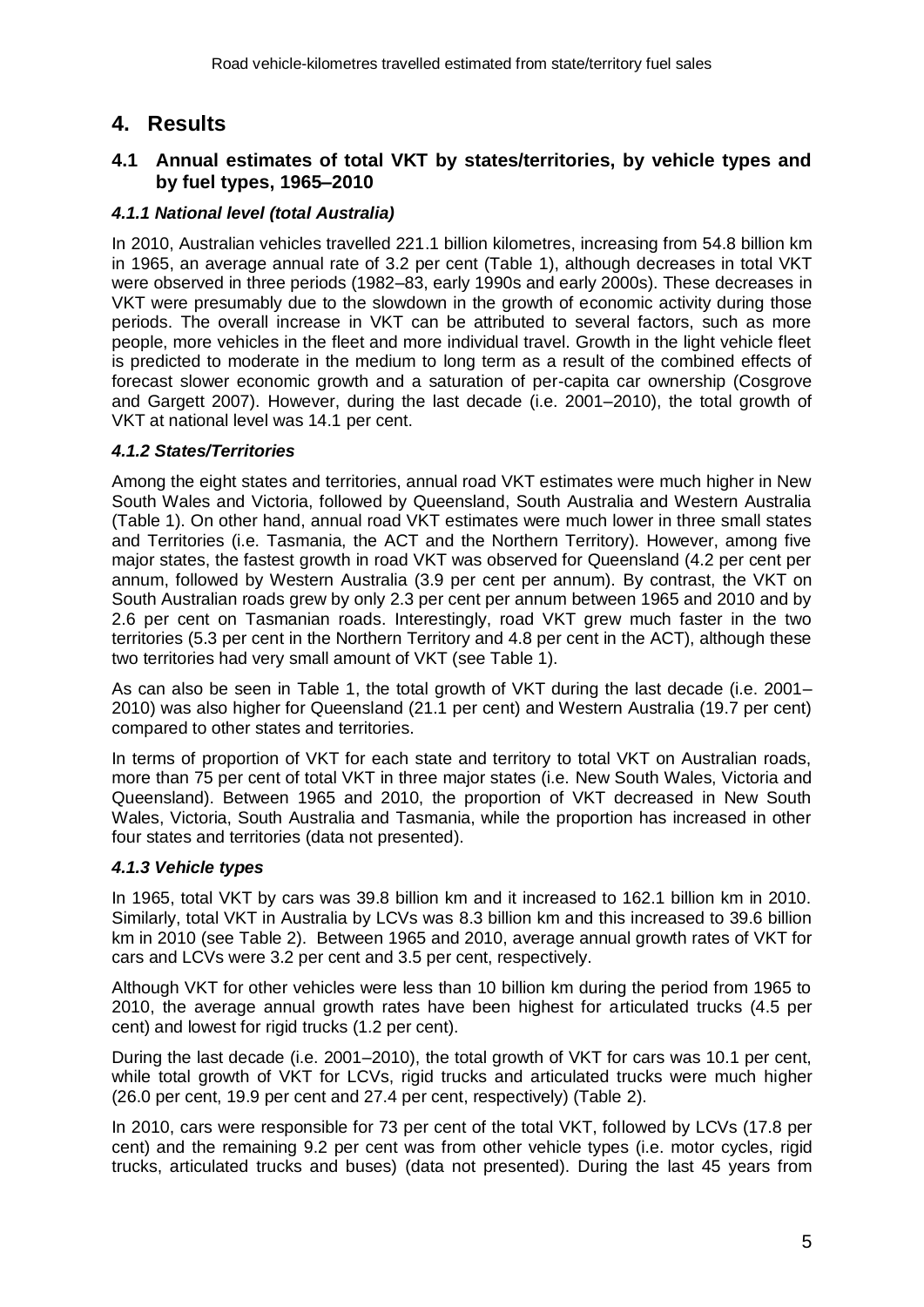# 4. Results

## 4.1 Annual estimates of total VKT by states/territories, by vehicle types and by fuel types, 1965–2010

### *4.1.1 National level (total Australia)*

In 2010, Australian vehicles travelled 221.1 billion kilometres, increasing from 54.8 billion km in 1965, an average annual rate of 3.2 per cent (Table 1), although decreases in total VKT were observed in three periods (1982–83, early 1990s and early 2000s). These decreases in VKT were presumably due to the slowdown in the growth of economic activity during those periods. The overall increase in VKT can be attributed to several factors, such as more people, more vehicles in the fleet and more individual travel. Growth in the light vehicle fleet is predicted to moderate in the medium to long term as a result of the combined effects of forecast slower economic growth and a saturation of per-capita car ownership (Cosgrove and Gargett 2007). However, during the last decade (i.e. 2001–2010), the total growth of VKT at national level was 14.1 per cent.

### *4.1.2 States/Territories*

Among the eight states and territories, annual road VKT estimates were much higher in New South Wales and Victoria, followed by Queensland, South Australia and Western Australia (Table 1). On other hand, annual road VKT estimates were much lower in three small states and Territories (i.e. Tasmania, the ACT and the Northern Territory). However, among five major states, the fastest growth in road VKT was observed for Queensland (4.2 per cent per annum, followed by Western Australia (3.9 per cent per annum). By contrast, the VKT on South Australian roads grew by only 2.3 per cent per annum between 1965 and 2010 and by 2.6 per cent on Tasmanian roads. Interestingly, road VKT grew much faster in the two territories (5.3 per cent in the Northern Territory and 4.8 per cent in the ACT), although these two territories had very small amount of VKT (see Table 1).

As can also be seen in Table 1, the total growth of VKT during the last decade (i.e. 2001–2010) was also higher for Queensland (21.1 per cent) and Western Australia (19.7 per cent) compared to other states and territories.

In terms of proportion of VKT for each state and territory to total VKT on Australian roads, more than 75 per cent of total VKT in three major states (i.e. New South Wales, Victoria and Queensland). Between 1965 and 2010, the proportion of VKT decreased in New South Wales, Victoria, South Australia and Tasmania, while the proportion has increased in other four states and territories (data not presented).

### *4.1.3 Vehicle types*

In 1965, total VKT by cars was 39.8 billion km and it increased to 162.1 billion km in 2010. Similarly, total VKT in Australia by LCVs was 8.3 billion km and this increased to 39.6 billion km in 2010 (see Table 2). Between 1965 and 2010, average annual growth rates of VKT for cars and LCVs were 3.2 per cent and 3.5 per cent, respectively.

Although VKT for other vehicles were less than 10 billion km during the period from 1965 to 2010, the average annual growth rates have been highest for articulated trucks (4.5 per cent) and lowest for rigid trucks (1.2 per cent).

During the last decade (i.e. 2001–2010), the total growth of VKT for cars was 10.1 per cent, while total growth of VKT for LCVs, rigid trucks and articulated trucks were much higher (26.0 per cent, 19.9 per cent and 27.4 per cent, respectively) (Table 2).

In 2010, cars were responsible for 73 per cent of the total VKT, followed by LCVs (17.8 per cent) and the remaining 9.2 per cent was from other vehicle types (i.e. motor cycles, rigid trucks, articulated trucks and buses) (data not presented). During the last 45 years from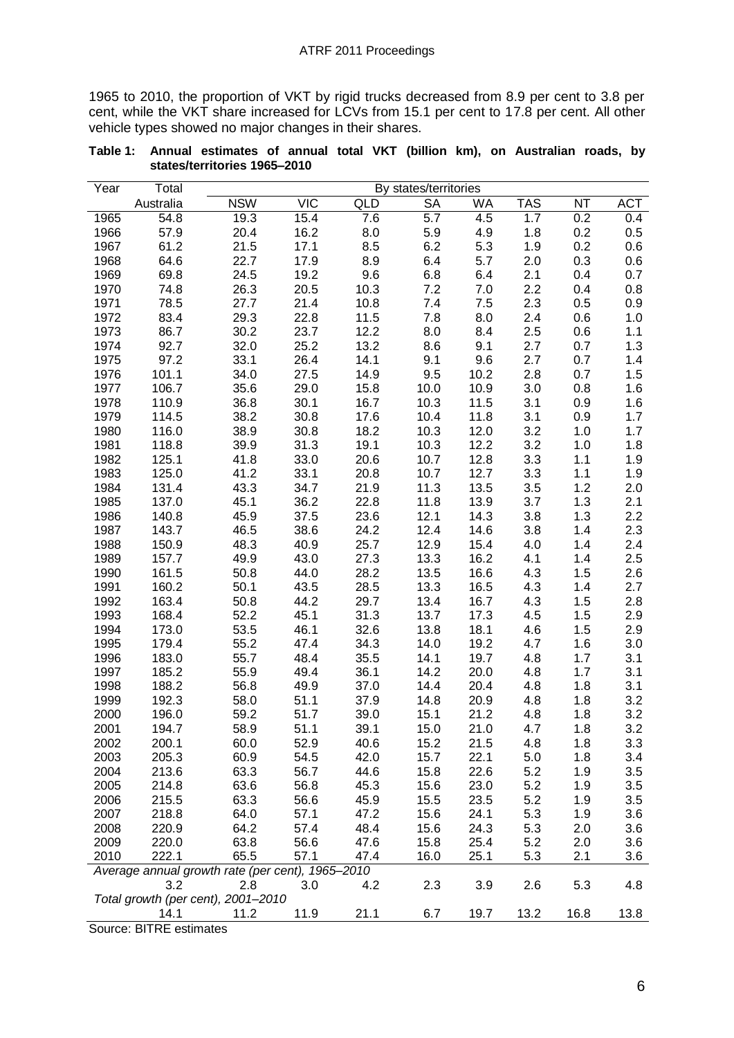1965 to 2010, the proportion of VKT by rigid trucks decreased from 8.9 per cent to 3.8 per cent, while the VKT share increased for LCVs from 15.1 per cent to 17.8 per cent. All other vehicle types showed no major changes in their shares.

**Table 1: Annual estimates of annual total VKT (billion km), on Australian roads, by states/territories 1965–2010**

| Year | Total | By states/territories | | | | | | | |
|---|---|---|---|---|---|---|---|---|---|
| | Australia | NSW | VIC | QLD | SA | WA | TAS | NT | ACT |
| 1965 | 54.8 | 19.3 | 15.4 | 7.6 | 5.7 | 4.5 | 1.7 | 0.2 | 0.4 |
| 1966 | 57.9 | 20.4 | 16.2 | 8.0 | 5.9 | 4.9 | 1.8 | 0.2 | 0.5 |
| 1967 | 61.2 | 21.5 | 17.1 | 8.5 | 6.2 | 5.3 | 1.9 | 0.2 | 0.6 |
| 1968 | 64.6 | 22.7 | 17.9 | 8.9 | 6.4 | 5.7 | 2.0 | 0.3 | 0.6 |
| 1969 | 69.8 | 24.5 | 19.2 | 9.6 | 6.8 | 6.4 | 2.1 | 0.4 | 0.7 |
| 1970 | 74.8 | 26.3 | 20.5 | 10.3 | 7.2 | 7.0 | 2.2 | 0.4 | 0.8 |
| 1971 | 78.5 | 27.7 | 21.4 | 10.8 | 7.4 | 7.5 | 2.3 | 0.5 | 0.9 |
| 1972 | 83.4 | 29.3 | 22.8 | 11.5 | 7.8 | 8.0 | 2.4 | 0.6 | 1.0 |
| 1973 | 86.7 | 30.2 | 23.7 | 12.2 | 8.0 | 8.4 | 2.5 | 0.6 | 1.1 |
| 1974 | 92.7 | 32.0 | 25.2 | 13.2 | 8.6 | 9.1 | 2.7 | 0.7 | 1.3 |
| 1975 | 97.2 | 33.1 | 26.4 | 14.1 | 9.1 | 9.6 | 2.7 | 0.7 | 1.4 |
| 1976 | 101.1 | 34.0 | 27.5 | 14.9 | 9.5 | 10.2 | 2.8 | 0.7 | 1.5 |
| 1977 | 106.7 | 35.6 | 29.0 | 15.8 | 10.0 | 10.9 | 3.0 | 0.8 | 1.6 |
| 1978 | 110.9 | 36.8 | 30.1 | 16.7 | 10.3 | 11.5 | 3.1 | 0.9 | 1.6 |
| 1979 | 114.5 | 38.2 | 30.8 | 17.6 | 10.4 | 11.8 | 3.1 | 0.9 | 1.7 |
| 1980 | 116.0 | 38.9 | 30.8 | 18.2 | 10.3 | 12.0 | 3.2 | 1.0 | 1.7 |
| 1981 | 118.8 | 39.9 | 31.3 | 19.1 | 10.3 | 12.2 | 3.2 | 1.0 | 1.8 |
| 1982 | 125.1 | 41.8 | 33.0 | 20.6 | 10.7 | 12.8 | 3.3 | 1.1 | 1.9 |
| 1983 | 125.0 | 41.2 | 33.1 | 20.8 | 10.7 | 12.7 | 3.3 | 1.1 | 1.9 |
| 1984 | 131.4 | 43.3 | 34.7 | 21.9 | 11.3 | 13.5 | 3.5 | 1.2 | 2.0 |
| 1985 | 137.0 | 45.1 | 36.2 | 22.8 | 11.8 | 13.9 | 3.7 | 1.3 | 2.1 |
| 1986 | 140.8 | 45.9 | 37.5 | 23.6 | 12.1 | 14.3 | 3.8 | 1.3 | 2.2 |
| 1987 | 143.7 | 46.5 | 38.6 | 24.2 | 12.4 | 14.6 | 3.8 | 1.4 | 2.3 |
| 1988 | 150.9 | 48.3 | 40.9 | 25.7 | 12.9 | 15.4 | 4.0 | 1.4 | 2.4 |
| 1989 | 157.7 | 49.9 | 43.0 | 27.3 | 13.3 | 16.2 | 4.1 | 1.4 | 2.5 |
| 1990 | 161.5 | 50.8 | 44.0 | 28.2 | 13.5 | 16.6 | 4.3 | 1.5 | 2.6 |
| 1991 | 160.2 | 50.1 | 43.5 | 28.5 | 13.3 | 16.5 | 4.3 | 1.4 | 2.7 |
| 1992 | 163.4 | 50.8 | 44.2 | 29.7 | 13.4 | 16.7 | 4.3 | 1.5 | 2.8 |
| 1993 | 168.4 | 52.2 | 45.1 | 31.3 | 13.7 | 17.3 | 4.5 | 1.5 | 2.9 |
| 1994 | 173.0 | 53.5 | 46.1 | 32.6 | 13.8 | 18.1 | 4.6 | 1.5 | 2.9 |
| 1995 | 179.4 | 55.2 | 47.4 | 34.3 | 14.0 | 19.2 | 4.7 | 1.6 | 3.0 |
| 1996 | 183.0 | 55.7 | 48.4 | 35.5 | 14.1 | 19.7 | 4.8 | 1.7 | 3.1 |
| 1997 | 185.2 | 55.9 | 49.4 | 36.1 | 14.2 | 20.0 | 4.8 | 1.7 | 3.1 |
| 1998 | 188.2 | 56.8 | 49.9 | 37.0 | 14.4 | 20.4 | 4.8 | 1.8 | 3.1 |
| 1999 | 192.3 | 58.0 | 51.1 | 37.9 | 14.8 | 20.9 | 4.8 | 1.8 | 3.2 |
| 2000 | 196.0 | 59.2 | 51.7 | 39.0 | 15.1 | 21.2 | 4.8 | 1.8 | 3.2 |
| 2001 | 194.7 | 58.9 | 51.1 | 39.1 | 15.0 | 21.0 | 4.7 | 1.8 | 3.2 |
| 2002 | 200.1 | 60.0 | 52.9 | 40.6 | 15.2 | 21.5 | 4.8 | 1.8 | 3.3 |
| 2003 | 205.3 | 60.9 | 54.5 | 42.0 | 15.7 | 22.1 | 5.0 | 1.8 | 3.4 |
| 2004 | 213.6 | 63.3 | 56.7 | 44.6 | 15.8 | 22.6 | 5.2 | 1.9 | 3.5 |
| 2005 | 214.8 | 63.6 | 56.8 | 45.3 | 15.6 | 23.0 | 5.2 | 1.9 | 3.5 |
| 2006 | 215.5 | 63.3 | 56.6 | 45.9 | 15.5 | 23.5 | 5.2 | 1.9 | 3.5 |
| 2007 | 218.8 | 64.0 | 57.1 | 47.2 | 15.6 | 24.1 | 5.3 | 1.9 | 3.6 |
| 2008 | 220.9 | 64.2 | 57.4 | 48.4 | 15.6 | 24.3 | 5.3 | 2.0 | 3.6 |
| 2009 | 220.0 | 63.8 | 56.6 | 47.6 | 15.8 | 25.4 | 5.2 | 2.0 | 3.6 |
| 2010 | 222.1 | 65.5 | 57.1 | 47.4 | 16.0 | 25.1 | 5.3 | 2.1 | 3.6 |
| *Average annual growth rate (per cent), 1965–2010* | | | | | | | | | |
| | 3.2 | 2.8 | 3.0 | 4.2 | 2.3 | 3.9 | 2.6 | 5.3 | 4.8 |
| *Total growth (per cent), 2001–2010* | | | | | | | | | |
| | 14.1 | 11.2 | 11.9 | 21.1 | 6.7 | 19.7 | 13.2 | 16.8 | 13.8 |

Source: BITRE estimates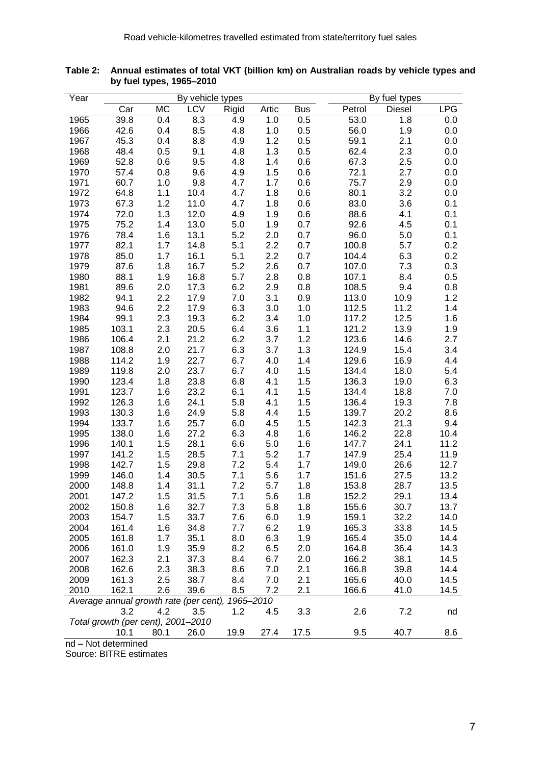**Table 2: Annual estimates of total VKT (billion km) on Australian roads by vehicle types and by fuel types, 1965–2010**

| Year | By vehicle types | | | | | | By fuel types | | |
|---|---|---|---|---|---|---|---|---|---|
| | Car | MC | LCV | Rigid | Artic | Bus | Petrol | Diesel | LPG |
| 1965 | 39.8 | 0.4 | 8.3 | 4.9 | 1.0 | 0.5 | 53.0 | 1.8 | 0.0 |
| 1966 | 42.6 | 0.4 | 8.5 | 4.8 | 1.0 | 0.5 | 56.0 | 1.9 | 0.0 |
| 1967 | 45.3 | 0.4 | 8.8 | 4.9 | 1.2 | 0.5 | 59.1 | 2.1 | 0.0 |
| 1968 | 48.4 | 0.5 | 9.1 | 4.8 | 1.3 | 0.5 | 62.4 | 2.3 | 0.0 |
| 1969 | 52.8 | 0.6 | 9.5 | 4.8 | 1.4 | 0.6 | 67.3 | 2.5 | 0.0 |
| 1970 | 57.4 | 0.8 | 9.6 | 4.9 | 1.5 | 0.6 | 72.1 | 2.7 | 0.0 |
| 1971 | 60.7 | 1.0 | 9.8 | 4.7 | 1.7 | 0.6 | 75.7 | 2.9 | 0.0 |
| 1972 | 64.8 | 1.1 | 10.4 | 4.7 | 1.8 | 0.6 | 80.1 | 3.2 | 0.0 |
| 1973 | 67.3 | 1.2 | 11.0 | 4.7 | 1.8 | 0.6 | 83.0 | 3.6 | 0.1 |
| 1974 | 72.0 | 1.3 | 12.0 | 4.9 | 1.9 | 0.6 | 88.6 | 4.1 | 0.1 |
| 1975 | 75.2 | 1.4 | 13.0 | 5.0 | 1.9 | 0.7 | 92.6 | 4.5 | 0.1 |
| 1976 | 78.4 | 1.6 | 13.1 | 5.2 | 2.0 | 0.7 | 96.0 | 5.0 | 0.1 |
| 1977 | 82.1 | 1.7 | 14.8 | 5.1 | 2.2 | 0.7 | 100.8 | 5.7 | 0.2 |
| 1978 | 85.0 | 1.7 | 16.1 | 5.1 | 2.2 | 0.7 | 104.4 | 6.3 | 0.2 |
| 1979 | 87.6 | 1.8 | 16.7 | 5.2 | 2.6 | 0.7 | 107.0 | 7.3 | 0.3 |
| 1980 | 88.1 | 1.9 | 16.8 | 5.7 | 2.8 | 0.8 | 107.1 | 8.4 | 0.5 |
| 1981 | 89.6 | 2.0 | 17.3 | 6.2 | 2.9 | 0.8 | 108.5 | 9.4 | 0.8 |
| 1982 | 94.1 | 2.2 | 17.9 | 7.0 | 3.1 | 0.9 | 113.0 | 10.9 | 1.2 |
| 1983 | 94.6 | 2.2 | 17.9 | 6.3 | 3.0 | 1.0 | 112.5 | 11.2 | 1.4 |
| 1984 | 99.1 | 2.3 | 19.3 | 6.2 | 3.4 | 1.0 | 117.2 | 12.5 | 1.6 |
| 1985 | 103.1 | 2.3 | 20.5 | 6.4 | 3.6 | 1.1 | 121.2 | 13.9 | 1.9 |
| 1986 | 106.4 | 2.1 | 21.2 | 6.2 | 3.7 | 1.2 | 123.6 | 14.6 | 2.7 |
| 1987 | 108.8 | 2.0 | 21.7 | 6.3 | 3.7 | 1.3 | 124.9 | 15.4 | 3.4 |
| 1988 | 114.2 | 1.9 | 22.7 | 6.7 | 4.0 | 1.4 | 129.6 | 16.9 | 4.4 |
| 1989 | 119.8 | 2.0 | 23.7 | 6.7 | 4.0 | 1.5 | 134.4 | 18.0 | 5.4 |
| 1990 | 123.4 | 1.8 | 23.8 | 6.8 | 4.1 | 1.5 | 136.3 | 19.0 | 6.3 |
| 1991 | 123.7 | 1.6 | 23.2 | 6.1 | 4.1 | 1.5 | 134.4 | 18.8 | 7.0 |
| 1992 | 126.3 | 1.6 | 24.1 | 5.8 | 4.1 | 1.5 | 136.4 | 19.3 | 7.8 |
| 1993 | 130.3 | 1.6 | 24.9 | 5.8 | 4.4 | 1.5 | 139.7 | 20.2 | 8.6 |
| 1994 | 133.7 | 1.6 | 25.7 | 6.0 | 4.5 | 1.5 | 142.3 | 21.3 | 9.4 |
| 1995 | 138.0 | 1.6 | 27.2 | 6.3 | 4.8 | 1.6 | 146.2 | 22.8 | 10.4 |
| 1996 | 140.1 | 1.5 | 28.1 | 6.6 | 5.0 | 1.6 | 147.7 | 24.1 | 11.2 |
| 1997 | 141.2 | 1.5 | 28.5 | 7.1 | 5.2 | 1.7 | 147.9 | 25.4 | 11.9 |
| 1998 | 142.7 | 1.5 | 29.8 | 7.2 | 5.4 | 1.7 | 149.0 | 26.6 | 12.7 |
| 1999 | 146.0 | 1.4 | 30.5 | 7.1 | 5.6 | 1.7 | 151.6 | 27.5 | 13.2 |
| 2000 | 148.8 | 1.4 | 31.1 | 7.2 | 5.7 | 1.8 | 153.8 | 28.7 | 13.5 |
| 2001 | 147.2 | 1.5 | 31.5 | 7.1 | 5.6 | 1.8 | 152.2 | 29.1 | 13.4 |
| 2002 | 150.8 | 1.6 | 32.7 | 7.3 | 5.8 | 1.8 | 155.6 | 30.7 | 13.7 |
| 2003 | 154.7 | 1.5 | 33.7 | 7.6 | 6.0 | 1.9 | 159.1 | 32.2 | 14.0 |
| 2004 | 161.4 | 1.6 | 34.8 | 7.7 | 6.2 | 1.9 | 165.3 | 33.8 | 14.5 |
| 2005 | 161.8 | 1.7 | 35.1 | 8.0 | 6.3 | 1.9 | 165.4 | 35.0 | 14.4 |
| 2006 | 161.0 | 1.9 | 35.9 | 8.2 | 6.5 | 2.0 | 164.8 | 36.4 | 14.3 |
| 2007 | 162.3 | 2.1 | 37.3 | 8.4 | 6.7 | 2.0 | 166.2 | 38.1 | 14.5 |
| 2008 | 162.6 | 2.3 | 38.3 | 8.6 | 7.0 | 2.1 | 166.8 | 39.8 | 14.4 |
| 2009 | 161.3 | 2.5 | 38.7 | 8.4 | 7.0 | 2.1 | 165.6 | 40.0 | 14.5 |
| 2010 | 162.1 | 2.6 | 39.6 | 8.5 | 7.2 | 2.1 | 166.6 | 41.0 | 14.5 |
| *Average annual growth rate (per cent), 1965–2010* | | | | | | | | | |
| | 3.2 | 4.2 | 3.5 | 1.2 | 4.5 | 3.3 | 2.6 | 7.2 | nd |
| *Total growth (per cent), 2001–2010* | | | | | | | | | |
| | 10.1 | 80.1 | 26.0 | 19.9 | 27.4 | 17.5 | 9.5 | 40.7 | 8.6 |

nd – Not determined

Source: BITRE estimates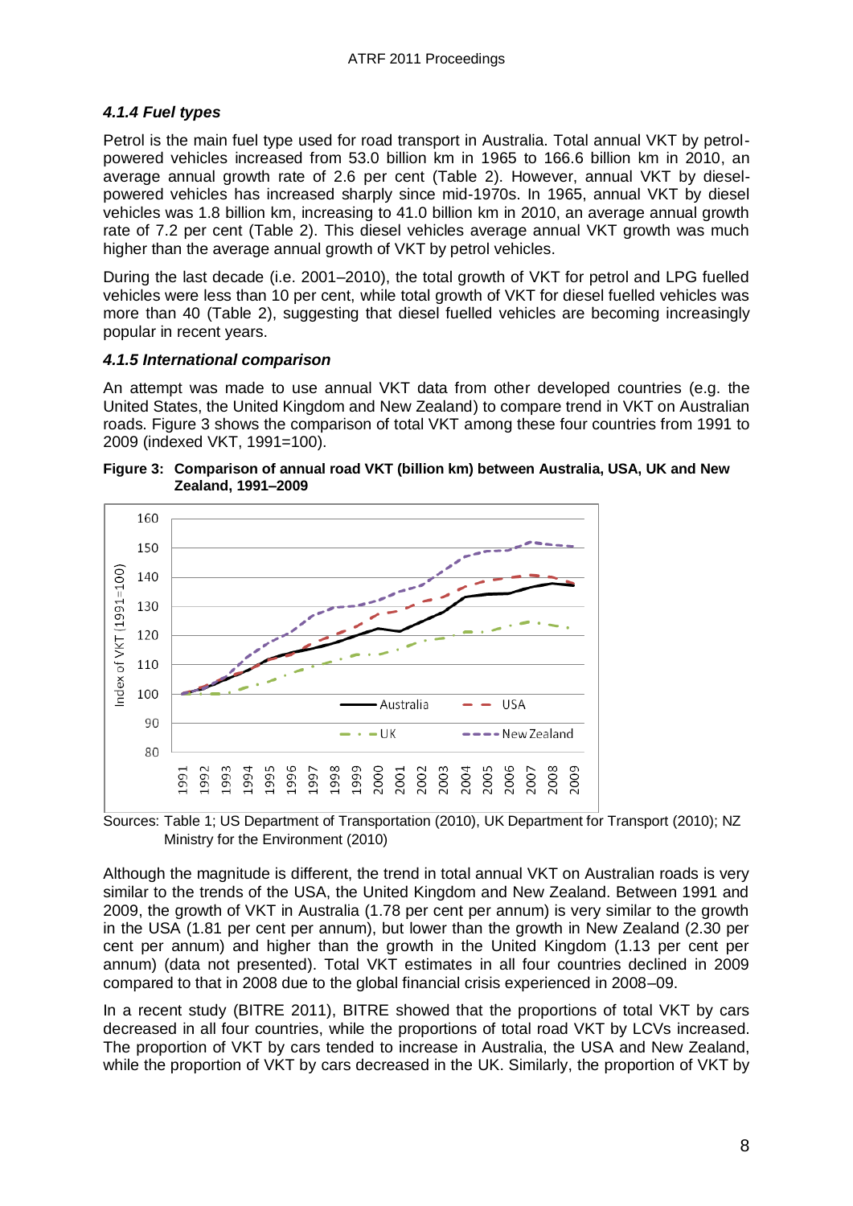### *4.1.4 Fuel types*

Petrol is the main fuel type used for road transport in Australia. Total annual VKT by petrol-powered vehicles increased from 53.0 billion km in 1965 to 166.6 billion km in 2010, an average annual growth rate of 2.6 per cent (Table 2). However, annual VKT by diesel-powered vehicles has increased sharply since mid-1970s. In 1965, annual VKT by diesel vehicles was 1.8 billion km, increasing to 41.0 billion km in 2010, an average annual growth rate of 7.2 per cent (Table 2). This diesel vehicles average annual VKT growth was much higher than the average annual growth of VKT by petrol vehicles.

During the last decade (i.e. 2001–2010), the total growth of VKT for petrol and LPG fuelled vehicles were less than 10 per cent, while total growth of VKT for diesel fuelled vehicles was more than 40 (Table 2), suggesting that diesel fuelled vehicles are becoming increasingly popular in recent years.

### *4.1.5 International comparison*

An attempt was made to use annual VKT data from other developed countries (e.g. the United States, the United Kingdom and New Zealand) to compare trend in VKT on Australian roads. Figure 3 shows the comparison of total VKT among these four countries from 1991 to 2009 (indexed VKT, 1991=100).

**Figure 3: Comparison of annual road VKT (billion km) between Australia, USA, UK and New Zealand, 1991–2009**

Sources: Table 1; US Department of Transportation (2010), UK Department for Transport (2010); NZ Ministry for the Environment (2010)

Although the magnitude is different, the trend in total annual VKT on Australian roads is very similar to the trends of the USA, the United Kingdom and New Zealand. Between 1991 and 2009, the growth of VKT in Australia (1.78 per cent per annum) is very similar to the growth in the USA (1.81 per cent per annum), but lower than the growth in New Zealand (2.30 per cent per annum) and higher than the growth in the United Kingdom (1.13 per cent per annum) (data not presented). Total VKT estimates in all four countries declined in 2009 compared to that in 2008 due to the global financial crisis experienced in 2008–09.

In a recent study (BITRE 2011), BITRE showed that the proportions of total VKT by cars decreased in all four countries, while the proportions of total road VKT by LCVs increased. The proportion of VKT by cars tended to increase in Australia, the USA and New Zealand, while the proportion of VKT by cars decreased in the UK. Similarly, the proportion of VKT by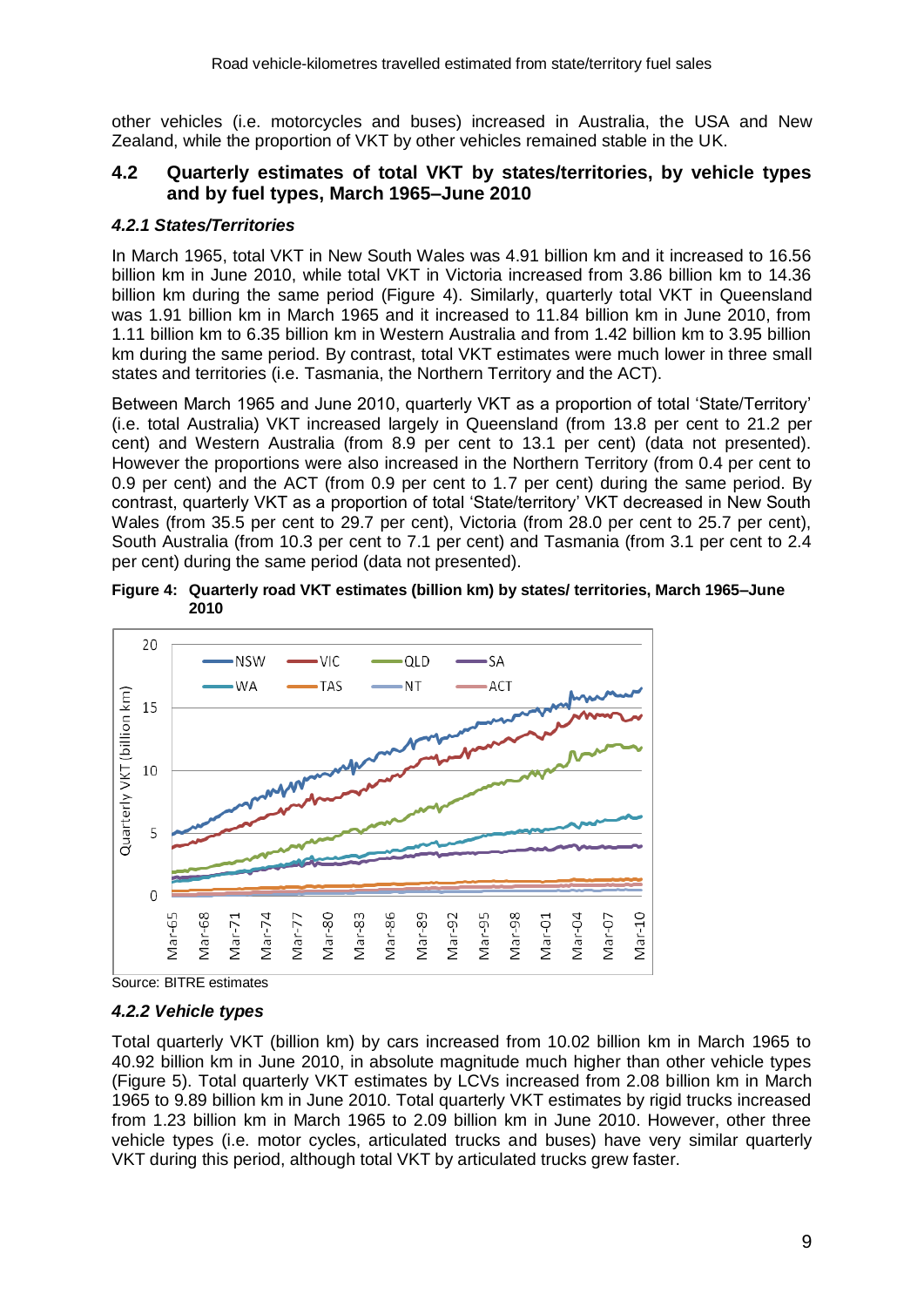other vehicles (i.e. motorcycles and buses) increased in Australia, the USA and New Zealand, while the proportion of VKT by other vehicles remained stable in the UK.

## 4.2 Quarterly estimates of total VKT by states/territories, by vehicle types and by fuel types, March 1965–June 2010

### *4.2.1 States/Territories*

In March 1965, total VKT in New South Wales was 4.91 billion km and it increased to 16.56 billion km in June 2010, while total VKT in Victoria increased from 3.86 billion km to 14.36 billion km during the same period (Figure 4). Similarly, quarterly total VKT in Queensland was 1.91 billion km in March 1965 and it increased to 11.84 billion km in June 2010, from 1.11 billion km to 6.35 billion km in Western Australia and from 1.42 billion km to 3.95 billion km during the same period. By contrast, total VKT estimates were much lower in three small states and territories (i.e. Tasmania, the Northern Territory and the ACT).

Between March 1965 and June 2010, quarterly VKT as a proportion of total 'State/Territory' (i.e. total Australia) VKT increased largely in Queensland (from 13.8 per cent to 21.2 per cent) and Western Australia (from 8.9 per cent to 13.1 per cent) (data not presented). However the proportions were also increased in the Northern Territory (from 0.4 per cent to 0.9 per cent) and the ACT (from 0.9 per cent to 1.7 per cent) during the same period. By contrast, quarterly VKT as a proportion of total 'State/territory' VKT decreased in New South Wales (from 35.5 per cent to 29.7 per cent), Victoria (from 28.0 per cent to 25.7 per cent), South Australia (from 10.3 per cent to 7.1 per cent) and Tasmania (from 3.1 per cent to 2.4 per cent) during the same period (data not presented).

**Figure 4: Quarterly road VKT estimates (billion km) by states/ territories, March 1965–June 2010**

Source: BITRE estimates

### *4.2.2 Vehicle types*

Total quarterly VKT (billion km) by cars increased from 10.02 billion km in March 1965 to 40.92 billion km in June 2010, in absolute magnitude much higher than other vehicle types (Figure 5). Total quarterly VKT estimates by LCVs increased from 2.08 billion km in March 1965 to 9.89 billion km in June 2010. Total quarterly VKT estimates by rigid trucks increased from 1.23 billion km in March 1965 to 2.09 billion km in June 2010. However, other three vehicle types (i.e. motor cycles, articulated trucks and buses) have very similar quarterly VKT during this period, although total VKT by articulated trucks grew faster.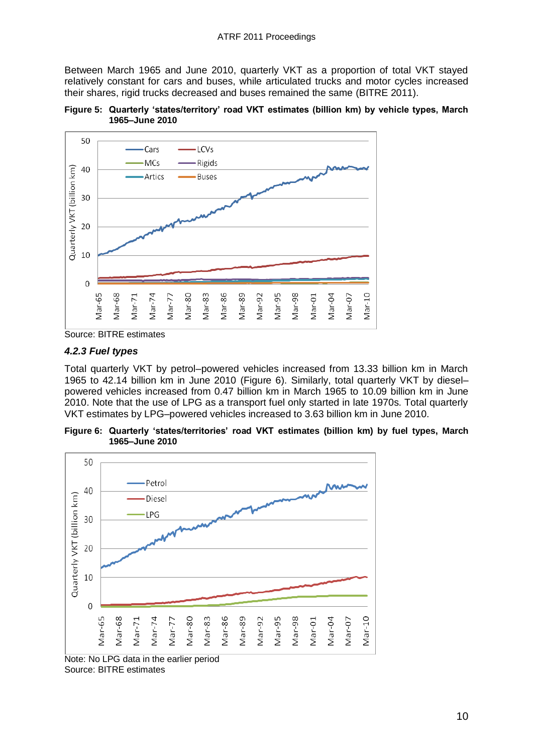Between March 1965 and June 2010, quarterly VKT as a proportion of total VKT stayed relatively constant for cars and buses, while articulated trucks and motor cycles increased their shares, rigid trucks decreased and buses remained the same (BITRE 2011).

**Figure 5: Quarterly 'states/territory' road VKT estimates (billion km) by vehicle types, March 1965–June 2010**

Source: BITRE estimates

### *4.2.3 Fuel types*

Total quarterly VKT by petrol–powered vehicles increased from 13.33 billion km in March 1965 to 42.14 billion km in June 2010 (Figure 6). Similarly, total quarterly VKT by diesel–powered vehicles increased from 0.47 billion km in March 1965 to 10.09 billion km in June 2010. Note that the use of LPG as a transport fuel only started in late 1970s. Total quarterly VKT estimates by LPG–powered vehicles increased to 3.63 billion km in June 2010.

**Figure 6: Quarterly 'states/territories' road VKT estimates (billion km) by fuel types, March 1965–June 2010**

Note: No LPG data in the earlier period
Source: BITRE estimates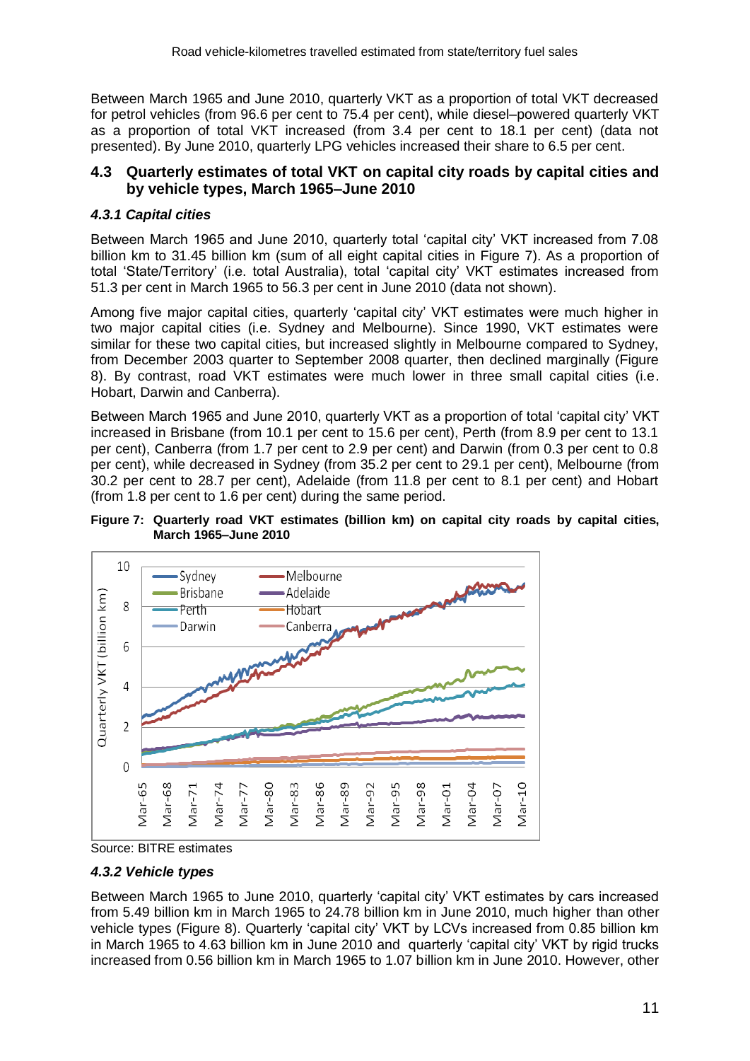Between March 1965 and June 2010, quarterly VKT as a proportion of total VKT decreased for petrol vehicles (from 96.6 per cent to 75.4 per cent), while diesel–powered quarterly VKT as a proportion of total VKT increased (from 3.4 per cent to 18.1 per cent) (data not presented). By June 2010, quarterly LPG vehicles increased their share to 6.5 per cent.

## 4.3 Quarterly estimates of total VKT on capital city roads by capital cities and by vehicle types, March 1965–June 2010

### *4.3.1 Capital cities*

Between March 1965 and June 2010, quarterly total 'capital city' VKT increased from 7.08 billion km to 31.45 billion km (sum of all eight capital cities in Figure 7). As a proportion of total 'State/Territory' (i.e. total Australia), total 'capital city' VKT estimates increased from 51.3 per cent in March 1965 to 56.3 per cent in June 2010 (data not shown).

Among five major capital cities, quarterly 'capital city' VKT estimates were much higher in two major capital cities (i.e. Sydney and Melbourne). Since 1990, VKT estimates were similar for these two capital cities, but increased slightly in Melbourne compared to Sydney, from December 2003 quarter to September 2008 quarter, then declined marginally (Figure 8). By contrast, road VKT estimates were much lower in three small capital cities (i.e. Hobart, Darwin and Canberra).

Between March 1965 and June 2010, quarterly VKT as a proportion of total 'capital city' VKT increased in Brisbane (from 10.1 per cent to 15.6 per cent), Perth (from 8.9 per cent to 13.1 per cent), Canberra (from 1.7 per cent to 2.9 per cent) and Darwin (from 0.3 per cent to 0.8 per cent), while decreased in Sydney (from 35.2 per cent to 29.1 per cent), Melbourne (from 30.2 per cent to 28.7 per cent), Adelaide (from 11.8 per cent to 8.1 per cent) and Hobart (from 1.8 per cent to 1.6 per cent) during the same period.

**Figure 7: Quarterly road VKT estimates (billion km) on capital city roads by capital cities, March 1965–June 2010**

Source: BITRE estimates

### *4.3.2 Vehicle types*

Between March 1965 to June 2010, quarterly 'capital city' VKT estimates by cars increased from 5.49 billion km in March 1965 to 24.78 billion km in June 2010, much higher than other vehicle types (Figure 8). Quarterly 'capital city' VKT by LCVs increased from 0.85 billion km in March 1965 to 4.63 billion km in June 2010 and quarterly 'capital city' VKT by rigid trucks increased from 0.56 billion km in March 1965 to 1.07 billion km in June 2010. However, other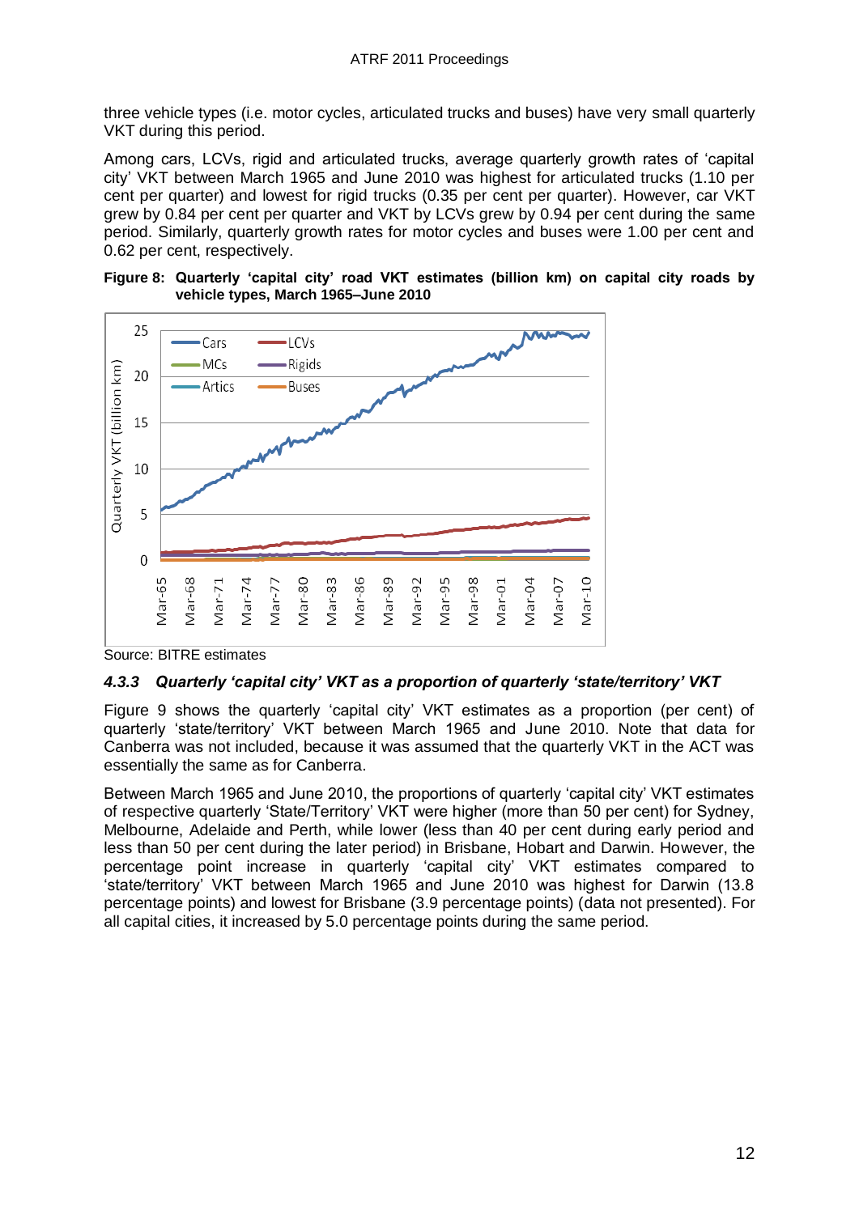three vehicle types (i.e. motor cycles, articulated trucks and buses) have very small quarterly VKT during this period.

Among cars, LCVs, rigid and articulated trucks, average quarterly growth rates of 'capital city' VKT between March 1965 and June 2010 was highest for articulated trucks (1.10 per cent per quarter) and lowest for rigid trucks (0.35 per cent per quarter). However, car VKT grew by 0.84 per cent per quarter and VKT by LCVs grew by 0.94 per cent during the same period. Similarly, quarterly growth rates for motor cycles and buses were 1.00 per cent and 0.62 per cent, respectively.

**Figure 8: Quarterly 'capital city' road VKT estimates (billion km) on capital city roads by vehicle types, March 1965–June 2010**

Source: BITRE estimates

### *4.3.3 Quarterly 'capital city' VKT as a proportion of quarterly 'state/territory' VKT*

Figure 9 shows the quarterly 'capital city' VKT estimates as a proportion (per cent) of quarterly 'state/territory' VKT between March 1965 and June 2010. Note that data for Canberra was not included, because it was assumed that the quarterly VKT in the ACT was essentially the same as for Canberra.

Between March 1965 and June 2010, the proportions of quarterly 'capital city' VKT estimates of respective quarterly 'State/Territory' VKT were higher (more than 50 per cent) for Sydney, Melbourne, Adelaide and Perth, while lower (less than 40 per cent during early period and less than 50 per cent during the later period) in Brisbane, Hobart and Darwin. However, the percentage point increase in quarterly 'capital city' VKT estimates compared to 'state/territory' VKT between March 1965 and June 2010 was highest for Darwin (13.8 percentage points) and lowest for Brisbane (3.9 percentage points) (data not presented). For all capital cities, it increased by 5.0 percentage points during the same period.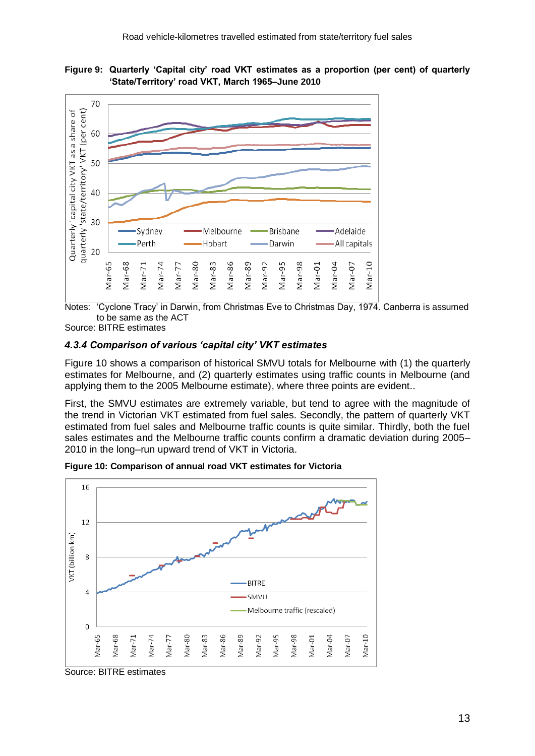**Figure 9: Quarterly 'Capital city' road VKT estimates as a proportion (per cent) of quarterly 'State/Territory' road VKT, March 1965–June 2010**

Notes: 'Cyclone Tracy' in Darwin, from Christmas Eve to Christmas Day, 1974. Canberra is assumed to be same as the ACT

Source: BITRE estimates

### *4.3.4 Comparison of various 'capital city' VKT estimates*

Figure 10 shows a comparison of historical SMVU totals for Melbourne with (1) the quarterly estimates for Melbourne, and (2) quarterly estimates using traffic counts in Melbourne (and applying them to the 2005 Melbourne estimate), where three points are evident..

First, the SMVU estimates are extremely variable, but tend to agree with the magnitude of the trend in Victorian VKT estimated from fuel sales. Secondly, the pattern of quarterly VKT estimated from fuel sales and Melbourne traffic counts is quite similar. Thirdly, both the fuel sales estimates and the Melbourne traffic counts confirm a dramatic deviation during 2005–2010 in the long–run upward trend of VKT in Victoria.

**Figure 10: Comparison of annual road VKT estimates for Victoria**

Source: BITRE estimates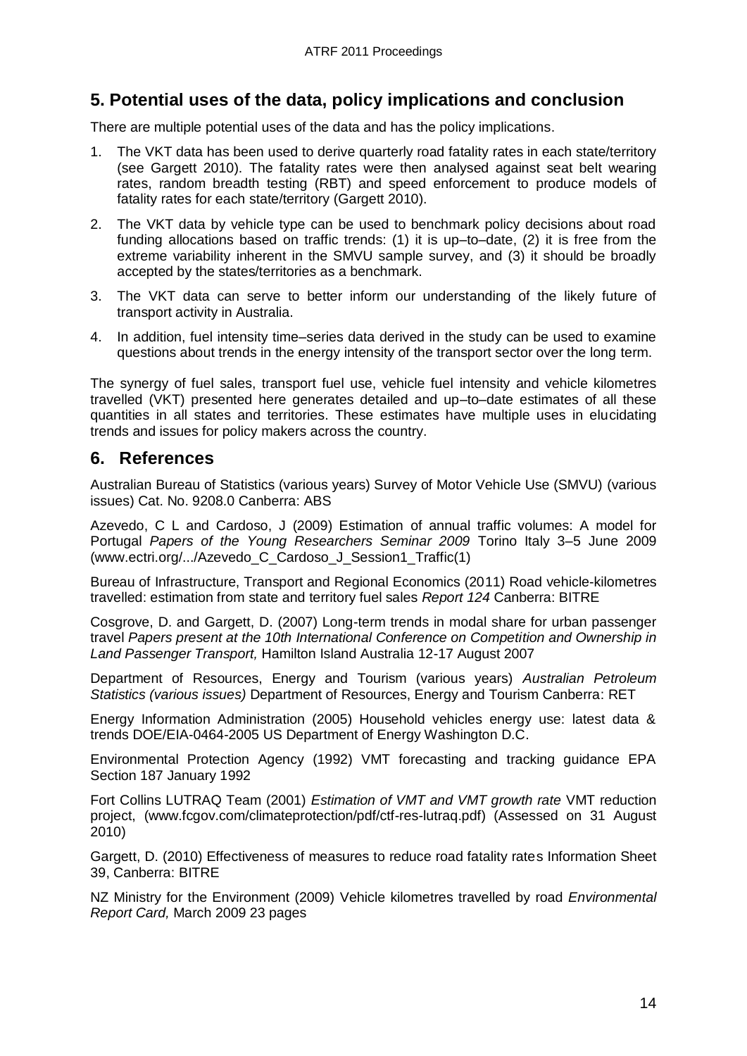## 5. Potential uses of the data, policy implications and conclusion

There are multiple potential uses of the data and has the policy implications.

1. The VKT data has been used to derive quarterly road fatality rates in each state/territory (see Gargett 2010). The fatality rates were then analysed against seat belt wearing rates, random breadth testing (RBT) and speed enforcement to produce models of fatality rates for each state/territory (Gargett 2010).
2. The VKT data by vehicle type can be used to benchmark policy decisions about road funding allocations based on traffic trends: (1) it is up–to–date, (2) it is free from the extreme variability inherent in the SMVU sample survey, and (3) it should be broadly accepted by the states/territories as a benchmark.
3. The VKT data can serve to better inform our understanding of the likely future of transport activity in Australia.
4. In addition, fuel intensity time–series data derived in the study can be used to examine questions about trends in the energy intensity of the transport sector over the long term.

The synergy of fuel sales, transport fuel use, vehicle fuel intensity and vehicle kilometres travelled (VKT) presented here generates detailed and up–to–date estimates of all these quantities in all states and territories. These estimates have multiple uses in elucidating trends and issues for policy makers across the country.

## 6. References

Australian Bureau of Statistics (various years) Survey of Motor Vehicle Use (SMVU) (various issues) Cat. No. 9208.0 Canberra: ABS

Azevedo, C L and Cardoso, J (2009) Estimation of annual traffic volumes: A model for Portugal *Papers of the Young Researchers Seminar 2009* Torino Italy 3–5 June 2009 (www.ectri.org/.../Azevedo_C_Cardoso_J_Session1_Traffic(1)

Bureau of Infrastructure, Transport and Regional Economics (2011) Road vehicle-kilometres travelled: estimation from state and territory fuel sales *Report 124* Canberra: BITRE

Cosgrove, D. and Gargett, D. (2007) Long-term trends in modal share for urban passenger travel *Papers present at the 10th International Conference on Competition and Ownership in Land Passenger Transport,* Hamilton Island Australia 12-17 August 2007

Department of Resources, Energy and Tourism (various years) *Australian Petroleum Statistics (various issues)* Department of Resources, Energy and Tourism Canberra: RET

Energy Information Administration (2005) Household vehicles energy use: latest data & trends DOE/EIA-0464-2005 US Department of Energy Washington D.C.

Environmental Protection Agency (1992) VMT forecasting and tracking guidance EPA Section 187 January 1992

Fort Collins LUTRAQ Team (2001) *Estimation of VMT and VMT growth rate* VMT reduction project, (www.fcgov.com/climateprotection/pdf/ctf-res-lutraq.pdf) (Assessed on 31 August 2010)

Gargett, D. (2010) Effectiveness of measures to reduce road fatality rates Information Sheet 39, Canberra: BITRE

NZ Ministry for the Environment (2009) Vehicle kilometres travelled by road *Environmental Report Card,* March 2009 23 pages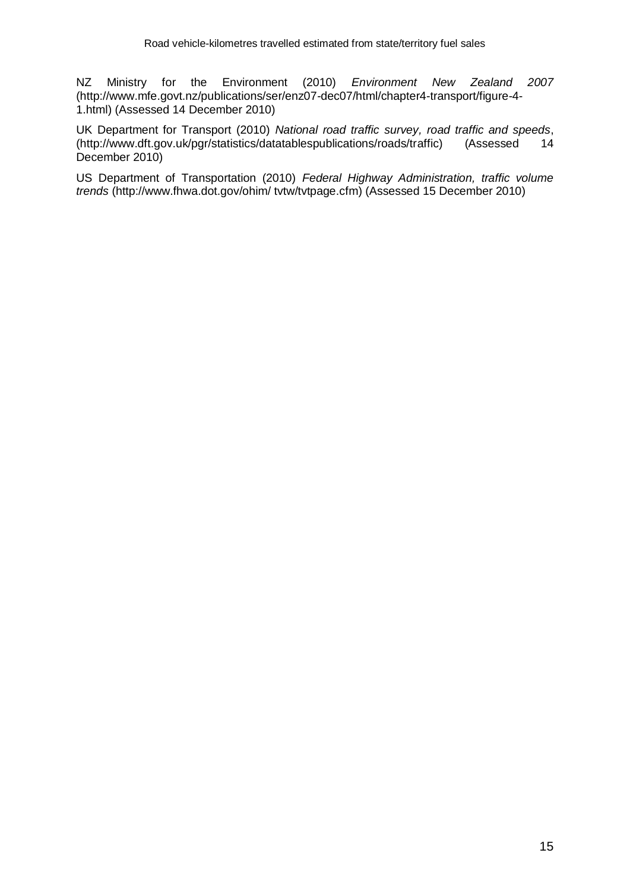NZ Ministry for the Environment (2010) *Environment New Zealand 2007* (http://www.mfe.govt.nz/publications/ser/enz07-dec07/html/chapter4-transport/figure-4-1.html) (Assessed 14 December 2010)

UK Department for Transport (2010) *National road traffic survey, road traffic and speeds*, (http://www.dft.gov.uk/pgr/statistics/datatablespublications/roads/traffic) (Assessed 14 December 2010)

US Department of Transportation (2010) *Federal Highway Administration, traffic volume trends* (http://www.fhwa.dot.gov/ohim/ tvtw/tvtpage.cfm) (Assessed 15 December 2010)